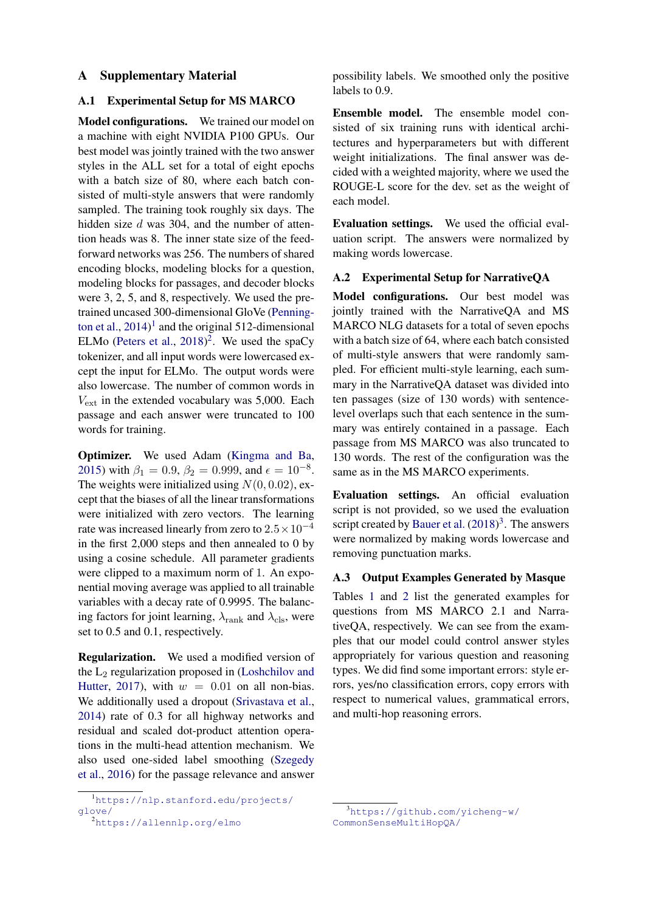# A Supplementary Material

## A.1 Experimental Setup for MS MARCO

**Model configurations.** We trained our model on a machine with eight NVIDIA P100 GPUs. Our best model was jointly trained with the two answer styles in the ALL set for a total of eight epochs with a batch size of 80, where each batch consisted of multi-style answers that were randomly sampled. The training took roughly six days. The hidden size $d$ was 304, and the number of attention heads was 8. The inner state size of the feed-forward networks was 256. The numbers of shared encoding blocks, modeling blocks for a question, modeling blocks for passages, and decoder blocks were 3, 2, 5, and 8, respectively. We used the pre-trained uncased 300-dimensional GloVe (Pennington et al., 2014)[1] and the original 512-dimensional ELMo (Peters et al., 2018)[2]. We used the spaCy tokenizer, and all input words were lowercased except the input for ELMo. The output words were also lowercase. The number of common words in $V_{\text{ext}}$ in the extended vocabulary was 5,000. Each passage and each answer were truncated to 100 words for training.

**Optimizer.** We used Adam (Kingma and Ba, 2015) with $\beta_1 = 0.9$, $\beta_2 = 0.999$, and $\epsilon = 10^{-8}$. The weights were initialized using $N(0, 0.02)$, except that the biases of all the linear transformations were initialized with zero vectors. The learning rate was increased linearly from zero to $2.5 \times 10^{-4}$ in the first 2,000 steps and then annealed to 0 by using a cosine schedule. All parameter gradients were clipped to a maximum norm of 1. An exponential moving average was applied to all trainable variables with a decay rate of 0.9995. The balancing factors for joint learning, $\lambda_{\text{rank}}$ and $\lambda_{\text{cls}}$, were set to 0.5 and 0.1, respectively.

**Regularization.** We used a modified version of the $L_2$ regularization proposed in (Loshchilov and Hutter, 2017), with $w = 0.01$ on all non-bias. We additionally used a dropout (Srivastava et al., 2014) rate of 0.3 for all highway networks and residual and scaled dot-product attention operations in the multi-head attention mechanism. We also used one-sided label smoothing (Szegedy et al., 2016) for the passage relevance and answer possibility labels. We smoothed only the positive labels to 0.9.

**Ensemble model.** The ensemble model consisted of six training runs with identical architectures and hyperparameters but with different weight initializations. The final answer was decided with a weighted majority, where we used the ROUGE-L score for the dev. set as the weight of each model.

**Evaluation settings.** We used the official evaluation script. The answers were normalized by making words lowercase.

## A.2 Experimental Setup for NarrativeQA

**Model configurations.** Our best model was jointly trained with the NarrativeQA and MS MARCO NLG datasets for a total of seven epochs with a batch size of 64, where each batch consisted of multi-style answers that were randomly sampled. For efficient multi-style learning, each summary in the NarrativeQA dataset was divided into ten passages (size of 130 words) with sentence-level overlaps such that each sentence in the summary was entirely contained in a passage. Each passage from MS MARCO was also truncated to 130 words. The rest of the configuration was the same as in the MS MARCO experiments.

**Evaluation settings.** An official evaluation script is not provided, so we used the evaluation script created by Bauer et al. (2018)[3]. The answers were normalized by making words lowercase and removing punctuation marks.

## A.3 Output Examples Generated by Masque

Tables 1 and 2 list the generated examples for questions from MS MARCO 2.1 and NarrativeQA, respectively. We can see from the examples that our model could control answer styles appropriately for various question and reasoning types. We did find some important errors: style errors, yes/no classification errors, copy errors with respect to numerical values, grammatical errors, and multi-hop reasoning errors.

---

[1] https://nlp.stanford.edu/projects/glove/

[2] https://allennlp.org/elmo

[3] https://github.com/yicheng-w/CommonSenseMultiHopQA/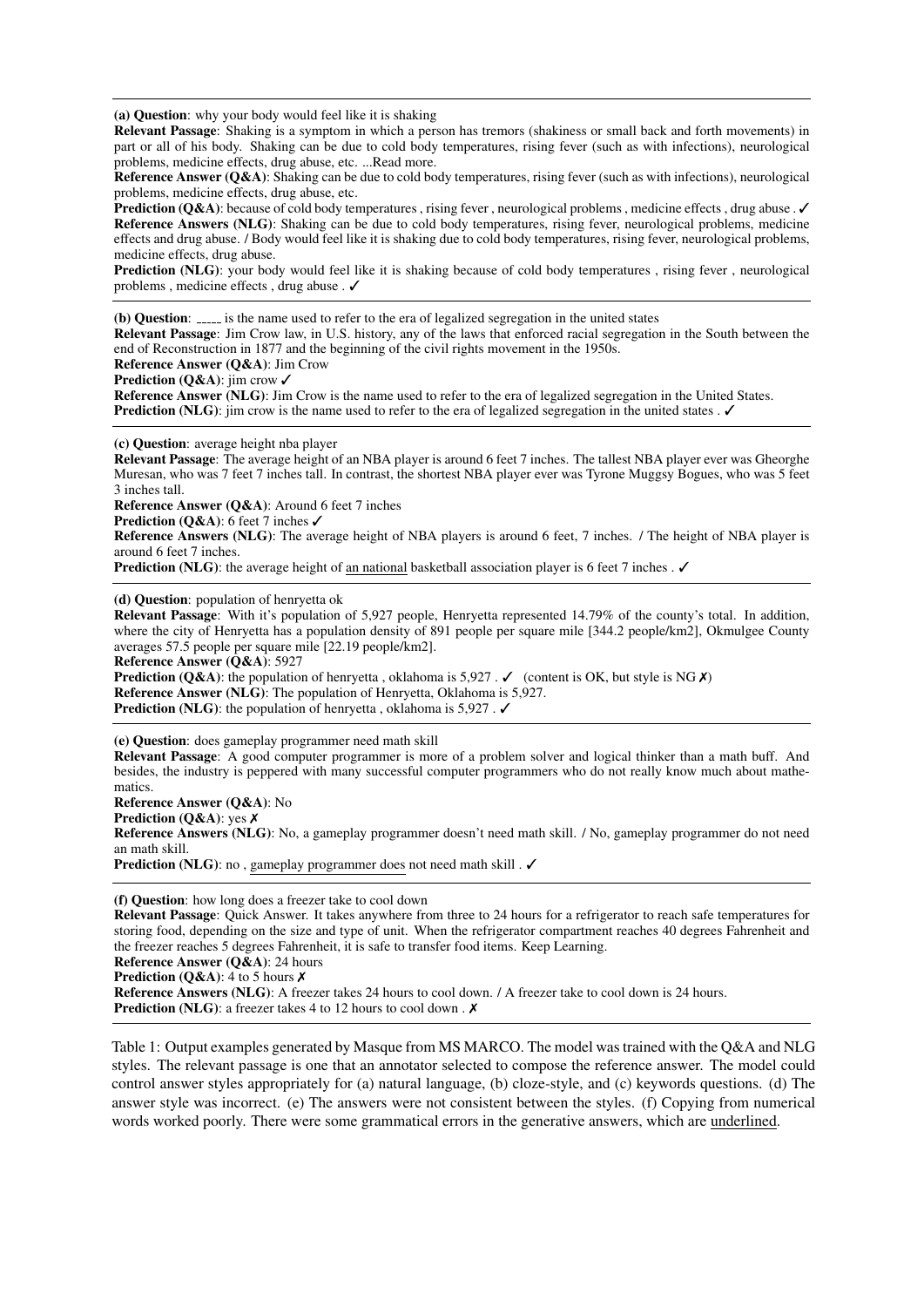**(a) Question**: why your body would feel like it is shaking

**Relevant Passage**: Shaking is a symptom in which a person has tremors (shakiness or small back and forth movements) in part or all of his body. Shaking can be due to cold body temperatures, rising fever (such as with infections), neurological problems, medicine effects, drug abuse, etc. ...Read more.

**Reference Answer (Q&A)**: Shaking can be due to cold body temperatures, rising fever (such as with infections), neurological problems, medicine effects, drug abuse, etc.

**Prediction (Q&A)**: because of cold body temperatures , rising fever , neurological problems , medicine effects , drug abuse . ✓

**Reference Answers (NLG)**: Shaking can be due to cold body temperatures, rising fever, neurological problems, medicine effects and drug abuse. / Body would feel like it is shaking due to cold body temperatures, rising fever, neurological problems, medicine effects, drug abuse.

**Prediction (NLG)**: your body would feel like it is shaking because of cold body temperatures , rising fever , neurological problems , medicine effects , drug abuse . ✓

---

**(b) Question**: _____ is the name used to refer to the era of legalized segregation in the united states

**Relevant Passage**: Jim Crow law, in U.S. history, any of the laws that enforced racial segregation in the South between the end of Reconstruction in 1877 and the beginning of the civil rights movement in the 1950s.

**Reference Answer (Q&A)**: Jim Crow

**Prediction (Q&A)**: jim crow ✓

**Reference Answer (NLG)**: Jim Crow is the name used to refer to the era of legalized segregation in the United States.

**Prediction (NLG)**: jim crow is the name used to refer to the era of legalized segregation in the united states . ✓

---

**(c) Question**: average height nba player

**Relevant Passage**: The average height of an NBA player is around 6 feet 7 inches. The tallest NBA player ever was Gheorghe Muresan, who was 7 feet 7 inches tall. In contrast, the shortest NBA player ever was Tyrone Muggsy Bogues, who was 5 feet 3 inches tall.

**Reference Answer (Q&A)**: Around 6 feet 7 inches

**Prediction (Q&A)**: 6 feet 7 inches ✓

**Reference Answers (NLG)**: The average height of NBA players is around 6 feet, 7 inches. / The height of NBA player is around 6 feet 7 inches.

**Prediction (NLG)**: the average height of <u>an national</u> basketball association player is 6 feet 7 inches . ✓

---

**(d) Question**: population of henryetta ok

**Relevant Passage**: With it's population of 5,927 people, Henryetta represented 14.79% of the county's total. In addition, where the city of Henryetta has a population density of 891 people per square mile [344.2 people/km2], Okmulgee County averages 57.5 people per square mile [22.19 people/km2].

**Reference Answer (Q&A)**: 5927

**Prediction (Q&A)**: the population of henryetta , oklahoma is 5,927 . ✓ (content is OK, but style is NG ✗)

**Reference Answer (NLG)**: The population of Henryetta, Oklahoma is 5,927.

**Prediction (NLG)**: the population of henryetta , oklahoma is 5,927 . ✓

---

**(e) Question**: does gameplay programmer need math skill

**Relevant Passage**: A good computer programmer is more of a problem solver and logical thinker than a math buff. And besides, the industry is peppered with many successful computer programmers who do not really know much about mathematics.

**Reference Answer (Q&A)**: No

**Prediction (Q&A)**: yes ✗

**Reference Answers (NLG)**: No, a gameplay programmer doesn't need math skill. / No, gameplay programmer do not need an math skill.

**Prediction (NLG)**: no , <u>gameplay programmer does</u> not need math skill . ✓

---

**(f) Question**: how long does a freezer take to cool down

**Relevant Passage**: Quick Answer. It takes anywhere from three to 24 hours for a refrigerator to reach safe temperatures for storing food, depending on the size and type of unit. When the refrigerator compartment reaches 40 degrees Fahrenheit and the freezer reaches 5 degrees Fahrenheit, it is safe to transfer food items. Keep Learning.

**Reference Answer (Q&A)**: 24 hours

**Prediction (Q&A)**: 4 to 5 hours ✗

**Reference Answers (NLG)**: A freezer takes 24 hours to cool down. / A freezer take to cool down is 24 hours.

**Prediction (NLG)**: a freezer takes 4 to 12 hours to cool down . ✗

---

Table 1: Output examples generated by Masque from MS MARCO. The model was trained with the Q&A and NLG styles. The relevant passage is one that an annotator selected to compose the reference answer. The model could control answer styles appropriately for (a) natural language, (b) cloze-style, and (c) keywords questions. (d) The answer style was incorrect. (e) The answers were not consistent between the styles. (f) Copying from numerical words worked poorly. There were some grammatical errors in the generative answers, which are <u>underlined</u>.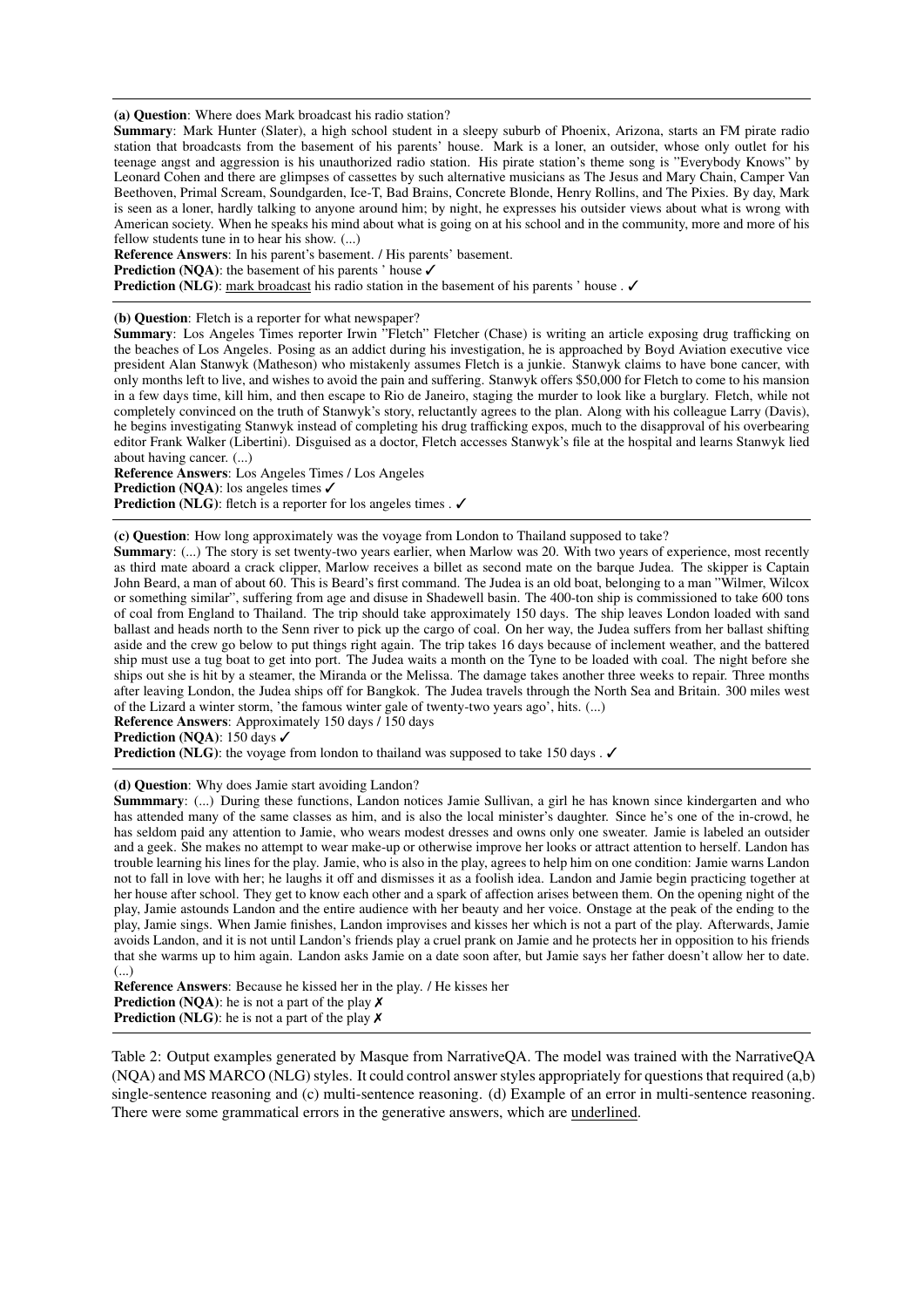**(a) Question**: Where does Mark broadcast his radio station?

**Summary**: Mark Hunter (Slater), a high school student in a sleepy suburb of Phoenix, Arizona, starts an FM pirate radio station that broadcasts from the basement of his parents' house. Mark is a loner, an outsider, whose only outlet for his teenage angst and aggression is his unauthorized radio station. His pirate station's theme song is "Everybody Knows" by Leonard Cohen and there are glimpses of cassettes by such alternative musicians as The Jesus and Mary Chain, Camper Van Beethoven, Primal Scream, Soundgarden, Ice-T, Bad Brains, Concrete Blonde, Henry Rollins, and The Pixies. By day, Mark is seen as a loner, hardly talking to anyone around him; by night, he expresses his outsider views about what is wrong with American society. When he speaks his mind about what is going on at his school and in the community, more and more of his fellow students tune in to hear his show. (...)

**Reference Answers**: In his parent's basement. / His parents' basement.

**Prediction (NQA)**: the basement of his parents ' house ✓

**Prediction (NLG)**: <u>mark broadcast</u> his radio station in the basement of his parents ' house . ✓

---

**(b) Question**: Fletch is a reporter for what newspaper?

**Summary**: Los Angeles Times reporter Irwin "Fletch" Fletcher (Chase) is writing an article exposing drug trafficking on the beaches of Los Angeles. Posing as an addict during his investigation, he is approached by Boyd Aviation executive vice president Alan Stanwyk (Matheson) who mistakenly assumes Fletch is a junkie. Stanwyk claims to have bone cancer, with only months left to live, and wishes to avoid the pain and suffering. Stanwyk offers $50,000 for Fletch to come to his mansion in a few days time, kill him, and then escape to Rio de Janeiro, staging the murder to look like a burglary. Fletch, while not completely convinced on the truth of Stanwyk's story, reluctantly agrees to the plan. Along with his colleague Larry (Davis), he begins investigating Stanwyk instead of completing his drug trafficking expos, much to the disapproval of his overbearing editor Frank Walker (Libertini). Disguised as a doctor, Fletch accesses Stanwyk's file at the hospital and learns Stanwyk lied about having cancer. (...)

**Reference Answers**: Los Angeles Times / Los Angeles

**Prediction (NQA)**: los angeles times ✓

**Prediction (NLG)**: fletch is a reporter for los angeles times . ✓

---

**(c) Question**: How long approximately was the voyage from London to Thailand supposed to take?

**Summary**: (...) The story is set twenty-two years earlier, when Marlow was 20. With two years of experience, most recently as third mate aboard a crack clipper, Marlow receives a billet as second mate on the barque Judea. The skipper is Captain John Beard, a man of about 60. This is Beard's first command. The Judea is an old boat, belonging to a man "Wilmer, Wilcox or something similar", suffering from age and disuse in Shadewell basin. The 400-ton ship is commissioned to take 600 tons of coal from England to Thailand. The trip should take approximately 150 days. The ship leaves London loaded with sand ballast and heads north to the Senn river to pick up the cargo of coal. On her way, the Judea suffers from her ballast shifting aside and the crew go below to put things right again. The trip takes 16 days because of inclement weather, and the battered ship must use a tug boat to get into port. The Judea waits a month on the Tyne to be loaded with coal. The night before she ships out she is hit by a steamer, the Miranda or the Melissa. The damage takes another three weeks to repair. Three months after leaving London, the Judea ships off for Bangkok. The Judea travels through the North Sea and Britain. 300 miles west of the Lizard a winter storm, 'the famous winter gale of twenty-two years ago', hits. (...)

**Reference Answers**: Approximately 150 days / 150 days

**Prediction (NQA)**: 150 days ✓

**Prediction (NLG)**: the voyage from london to thailand was supposed to take 150 days . ✓

---

**(d) Question**: Why does Jamie start avoiding Landon?

**Summmary**: (...) During these functions, Landon notices Jamie Sullivan, a girl he has known since kindergarten and who has attended many of the same classes as him, and is also the local minister's daughter. Since he's one of the in-crowd, he has seldom paid any attention to Jamie, who wears modest dresses and owns only one sweater. Jamie is labeled an outsider and a geek. She makes no attempt to wear make-up or otherwise improve her looks or attract attention to herself. Landon has trouble learning his lines for the play. Jamie, who is also in the play, agrees to help him on one condition: Jamie warns Landon not to fall in love with her; he laughs it off and dismisses it as a foolish idea. Landon and Jamie begin practicing together at her house after school. They get to know each other and a spark of affection arises between them. On the opening night of the play, Jamie astounds Landon and the entire audience with her beauty and her voice. Onstage at the peak of the ending to the play, Jamie sings. When Jamie finishes, Landon improvises and kisses her which is not a part of the play. Afterwards, Jamie avoids Landon, and it is not until Landon's friends play a cruel prank on Jamie and he protects her in opposition to his friends that she warms up to him again. Landon asks Jamie on a date soon after, but Jamie says her father doesn't allow her to date. (...)

**Reference Answers**: Because he kissed her in the play. / He kisses her

**Prediction (NQA)**: he is not a part of the play ✗

**Prediction (NLG)**: he is not a part of the play ✗

Table 2: Output examples generated by Masque from NarrativeQA. The model was trained with the NarrativeQA (NQA) and MS MARCO (NLG) styles. It could control answer styles appropriately for questions that required (a,b) single-sentence reasoning and (c) multi-sentence reasoning. (d) Example of an error in multi-sentence reasoning. There were some grammatical errors in the generative answers, which are <u>underlined</u>.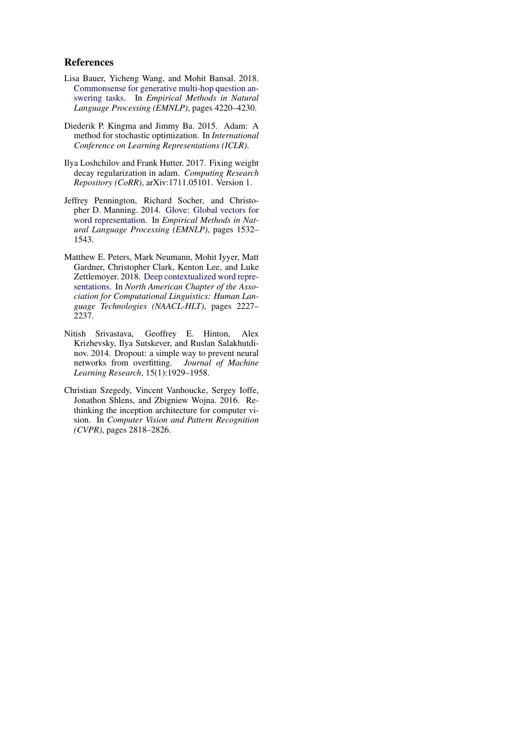## References

Lisa Bauer, Yicheng Wang, and Mohit Bansal. 2018. Commonsense for generative multi-hop question answering tasks. In *Empirical Methods in Natural Language Processing (EMNLP)*, pages 4220–4230.

Diederik P. Kingma and Jimmy Ba. 2015. Adam: A method for stochastic optimization. In *International Conference on Learning Representations (ICLR)*.

Ilya Loshchilov and Frank Hutter. 2017. Fixing weight decay regularization in adam. *Computing Research Repository (CoRR)*, arXiv:1711.05101. Version 1.

Jeffrey Pennington, Richard Socher, and Christopher D. Manning. 2014. Glove: Global vectors for word representation. In *Empirical Methods in Natural Language Processing (EMNLP)*, pages 1532–1543.

Matthew E. Peters, Mark Neumann, Mohit Iyyer, Matt Gardner, Christopher Clark, Kenton Lee, and Luke Zettlemoyer. 2018. Deep contextualized word representations. In *North American Chapter of the Association for Computational Linguistics: Human Language Technologies (NAACL-HLT)*, pages 2227–2237.

Nitish Srivastava, Geoffrey E. Hinton, Alex Krizhevsky, Ilya Sutskever, and Ruslan Salakhutdinov. 2014. Dropout: a simple way to prevent neural networks from overfitting. *Journal of Machine Learning Research*, 15(1):1929–1958.

Christian Szegedy, Vincent Vanhoucke, Sergey Ioffe, Jonathon Shlens, and Zbigniew Wojna. 2016. Rethinking the inception architecture for computer vision. In *Computer Vision and Pattern Recognition (CVPR)*, pages 2818–2826.